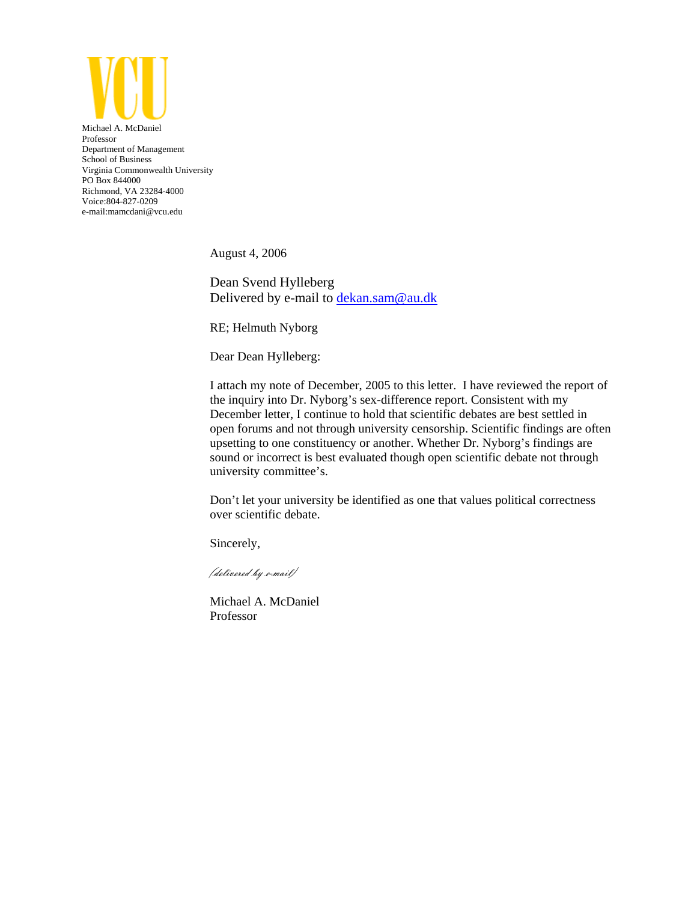VCU

Michael A. McDaniel
Professor
Department of Management
School of Business
Virginia Commonwealth University
PO Box 844000
Richmond, VA 23284-4000
Voice:804-827-0209
e-mail:mamcdani@vcu.edu

August 4, 2006

Dean Svend Hylleberg
Delivered by e-mail to dekan.sam@au.dk

RE; Helmuth Nyborg

Dear Dean Hylleberg:

I attach my note of December, 2005 to this letter. I have reviewed the report of the inquiry into Dr. Nyborg's sex-difference report. Consistent with my December letter, I continue to hold that scientific debates are best settled in open forums and not through university censorship. Scientific findings are often upsetting to one constituency or another. Whether Dr. Nyborg's findings are sound or incorrect is best evaluated though open scientific debate not through university committee's.

Don't let your university be identified as one that values political correctness over scientific debate.

Sincerely,

*(delivered by e-mail)*

Michael A. McDaniel
Professor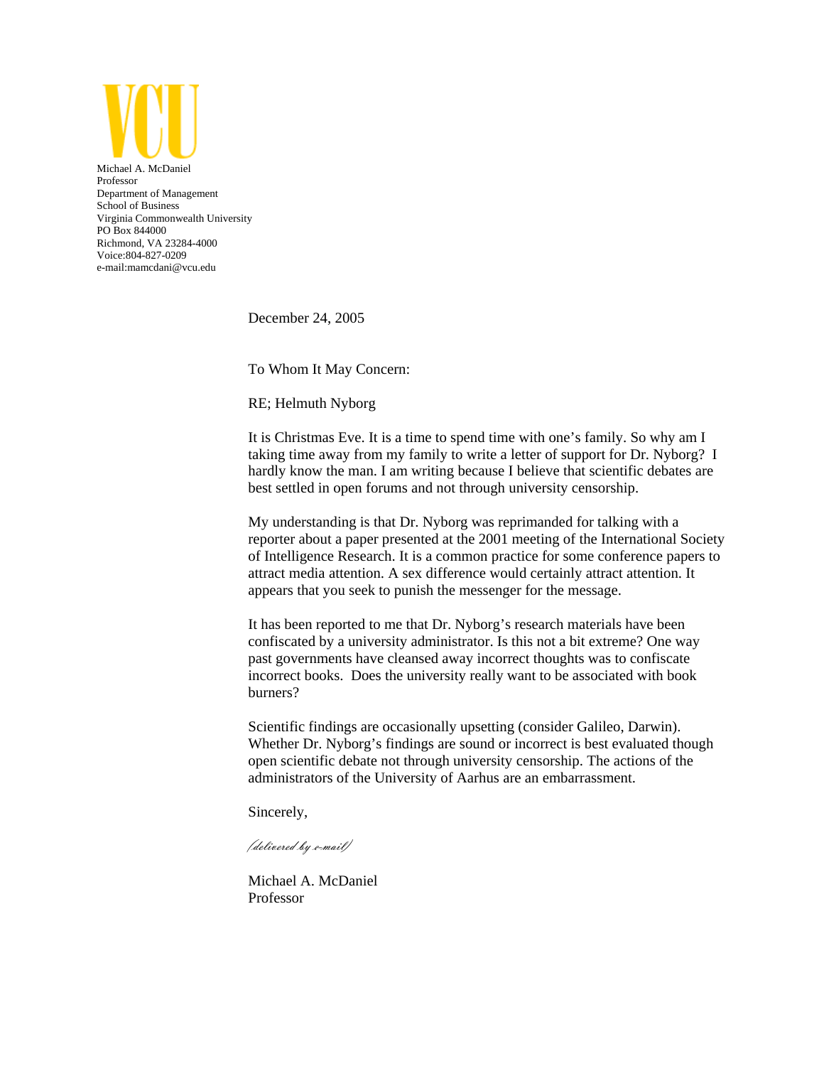**VCU**

Michael A. McDaniel
Professor
Department of Management
School of Business
Virginia Commonwealth University
PO Box 844000
Richmond, VA 23284-4000
Voice:804-827-0209
e-mail:mamcdani@vcu.edu

December 24, 2005

To Whom It May Concern:

RE; Helmuth Nyborg

It is Christmas Eve. It is a time to spend time with one's family. So why am I taking time away from my family to write a letter of support for Dr. Nyborg? I hardly know the man. I am writing because I believe that scientific debates are best settled in open forums and not through university censorship.

My understanding is that Dr. Nyborg was reprimanded for talking with a reporter about a paper presented at the 2001 meeting of the International Society of Intelligence Research. It is a common practice for some conference papers to attract media attention. A sex difference would certainly attract attention. It appears that you seek to punish the messenger for the message.

It has been reported to me that Dr. Nyborg's research materials have been confiscated by a university administrator. Is this not a bit extreme? One way past governments have cleansed away incorrect thoughts was to confiscate incorrect books. Does the university really want to be associated with book burners?

Scientific findings are occasionally upsetting (consider Galileo, Darwin). Whether Dr. Nyborg's findings are sound or incorrect is best evaluated though open scientific debate not through university censorship. The actions of the administrators of the University of Aarhus are an embarrassment.

Sincerely,

*(delivered by e-mail)*

Michael A. McDaniel
Professor